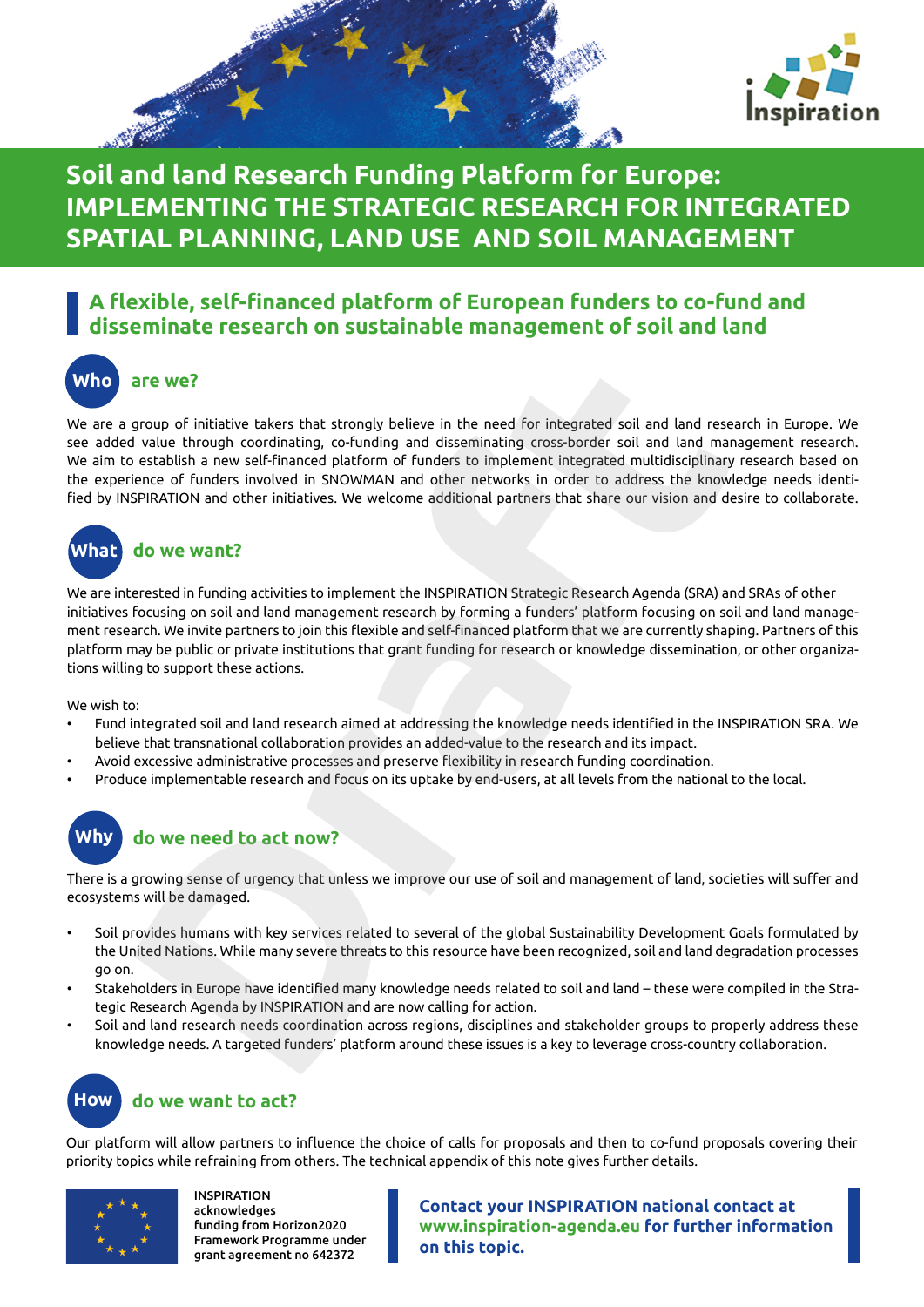# Soil and land Research Funding Platform for Europe: IMPLEMENTING THE STRATEGIC RESEARCH FOR INTEGRATED SPATIAL PLANNING, LAND USE AND SOIL MANAGEMENT

## A flexible, self-financed platform of European funders to co-fund and disseminate research on sustainable management of soil and land

### Who are we?

We are a group of initiative takers that strongly believe in the need for integrated soil and land research in Europe. We see added value through coordinating, co-funding and disseminating cross-border soil and land management research. We aim to establish a new self-financed platform of funders to implement integrated multidisciplinary research based on the experience of funders involved in SNOWMAN and other networks in order to address the knowledge needs identified by INSPIRATION and other initiatives. We welcome additional partners that share our vision and desire to collaborate.

### What do we want?

We are interested in funding activities to implement the INSPIRATION Strategic Research Agenda (SRA) and SRAs of other initiatives focusing on soil and land management research by forming a funders' platform focusing on soil and land management research. We invite partners to join this flexible and self-financed platform that we are currently shaping. Partners of this platform may be public or private institutions that grant funding for research or knowledge dissemination, or other organizations willing to support these actions.

We wish to:

- Fund integrated soil and land research aimed at addressing the knowledge needs identified in the INSPIRATION SRA. We believe that transnational collaboration provides an added-value to the research and its impact.
- Avoid excessive administrative processes and preserve flexibility in research funding coordination.
- Produce implementable research and focus on its uptake by end-users, at all levels from the national to the local.

### Why do we need to act now?

There is a growing sense of urgency that unless we improve our use of soil and management of land, societies will suffer and ecosystems will be damaged.

- Soil provides humans with key services related to several of the global Sustainability Development Goals formulated by the United Nations. While many severe threats to this resource have been recognized, soil and land degradation processes go on.
- Stakeholders in Europe have identified many knowledge needs related to soil and land – these were compiled in the Strategic Research Agenda by INSPIRATION and are now calling for action.
- Soil and land research needs coordination across regions, disciplines and stakeholder groups to properly address these knowledge needs. A targeted funders' platform around these issues is a key to leverage cross-country collaboration.

### How do we want to act?

Our platform will allow partners to influence the choice of calls for proposals and then to co-fund proposals covering their priority topics while refraining from others. The technical appendix of this note gives further details.

INSPIRATION acknowledges funding from Horizon2020 Framework Programme under grant agreement no 642372

**Contact your INSPIRATION national contact at www.inspiration-agenda.eu for further information on this topic.**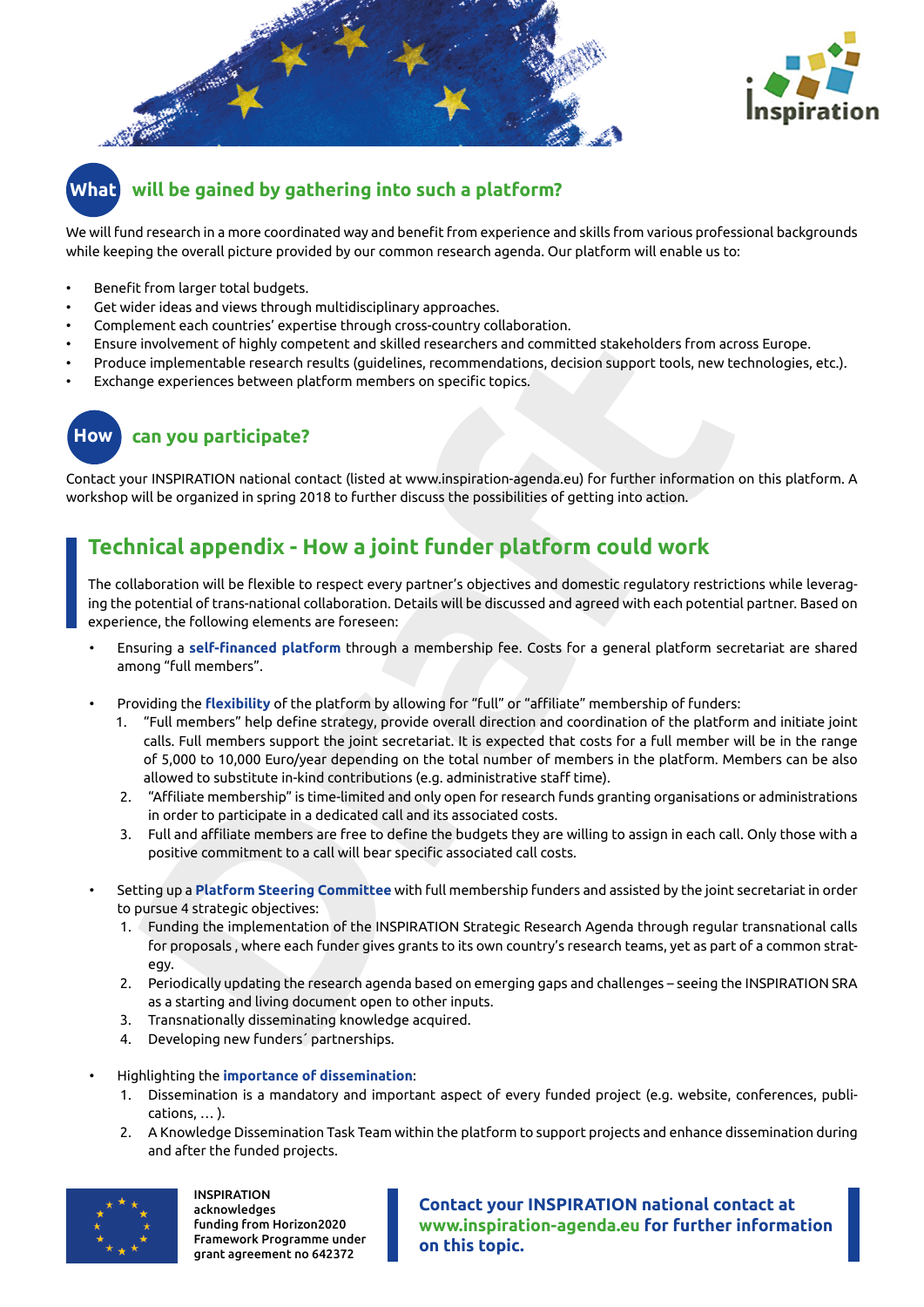## What will be gained by gathering into such a platform?

We will fund research in a more coordinated way and benefit from experience and skills from various professional backgrounds while keeping the overall picture provided by our common research agenda. Our platform will enable us to:

- Benefit from larger total budgets.
- Get wider ideas and views through multidisciplinary approaches.
- Complement each countries' expertise through cross-country collaboration.
- Ensure involvement of highly competent and skilled researchers and committed stakeholders from across Europe.
- Produce implementable research results (guidelines, recommendations, decision support tools, new technologies, etc.).
- Exchange experiences between platform members on specific topics.

## How can you participate?

Contact your INSPIRATION national contact (listed at www.inspiration-agenda.eu) for further information on this platform. A workshop will be organized in spring 2018 to further discuss the possibilities of getting into action.

## Technical appendix - How a joint funder platform could work

The collaboration will be flexible to respect every partner's objectives and domestic regulatory restrictions while leveraging the potential of trans-national collaboration. Details will be discussed and agreed with each potential partner. Based on experience, the following elements are foreseen:

- Ensuring a **self-financed platform** through a membership fee. Costs for a general platform secretariat are shared among "full members".

- Providing the **flexibility** of the platform by allowing for "full" or "affiliate" membership of funders:
  1. "Full members" help define strategy, provide overall direction and coordination of the platform and initiate joint calls. Full members support the joint secretariat. It is expected that costs for a full member will be in the range of 5,000 to 10,000 Euro/year depending on the total number of members in the platform. Members can be also allowed to substitute in-kind contributions (e.g. administrative staff time).
  2. "Affiliate membership" is time-limited and only open for research funds granting organisations or administrations in order to participate in a dedicated call and its associated costs.
  3. Full and affiliate members are free to define the budgets they are willing to assign in each call. Only those with a positive commitment to a call will bear specific associated call costs.

- Setting up a **Platform Steering Committee** with full membership funders and assisted by the joint secretariat in order to pursue 4 strategic objectives:
  1. Funding the implementation of the INSPIRATION Strategic Research Agenda through regular transnational calls for proposals , where each funder gives grants to its own country's research teams, yet as part of a common strategy.
  2. Periodically updating the research agenda based on emerging gaps and challenges – seeing the INSPIRATION SRA as a starting and living document open to other inputs.
  3. Transnationally disseminating knowledge acquired.
  4. Developing new funders´ partnerships.

- Highlighting the **importance of dissemination**:
  1. Dissemination is a mandatory and important aspect of every funded project (e.g. website, conferences, publications, … ).
  2. A Knowledge Dissemination Task Team within the platform to support projects and enhance dissemination during and after the funded projects.

INSPIRATION acknowledges funding from Horizon2020 Framework Programme under grant agreement no 642372

**Contact your INSPIRATION national contact at www.inspiration-agenda.eu for further information on this topic.**